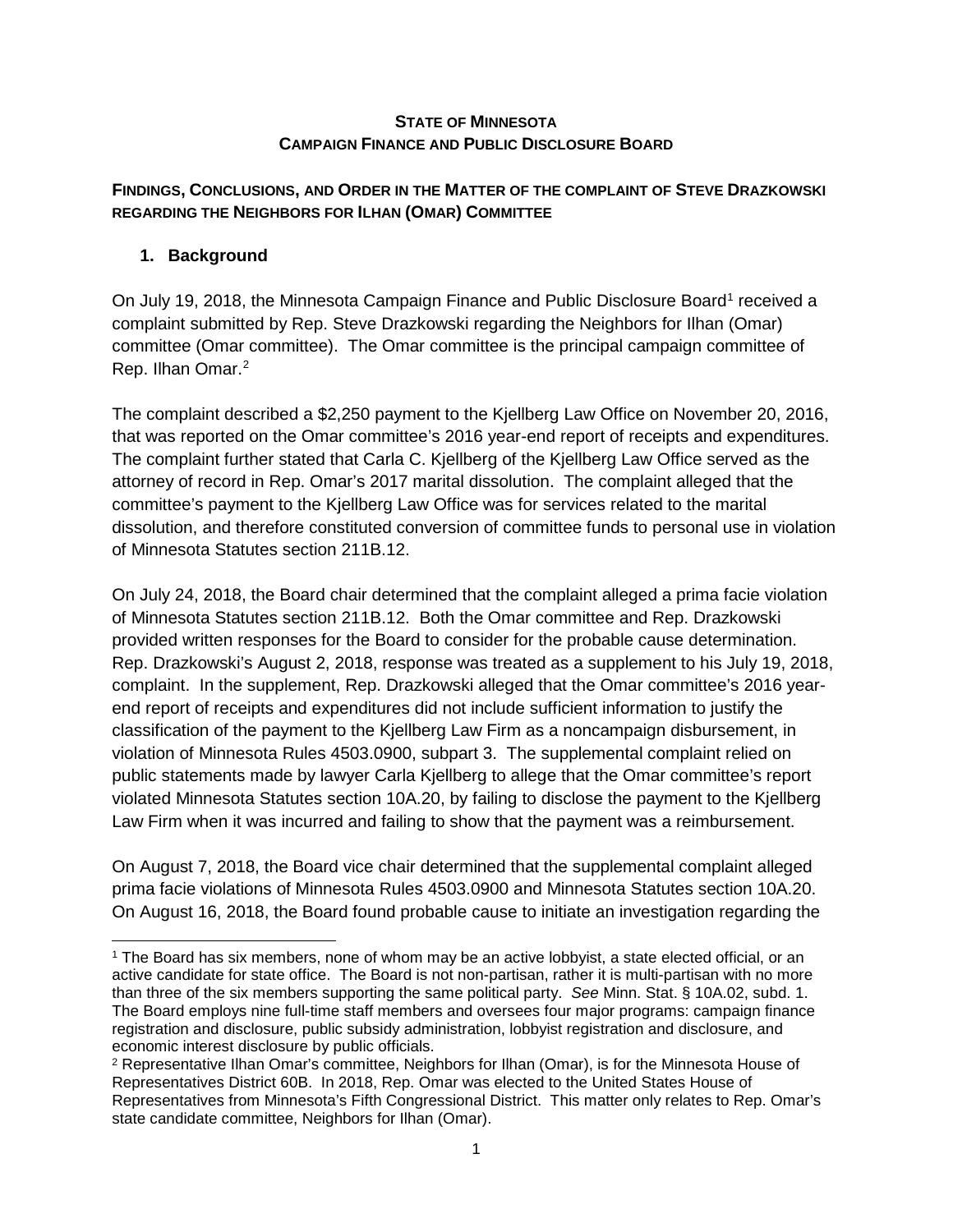**STATE OF MINNESOTA**
**CAMPAIGN FINANCE AND PUBLIC DISCLOSURE BOARD**

**FINDINGS, CONCLUSIONS, AND ORDER IN THE MATTER OF THE COMPLAINT OF STEVE DRAZKOWSKI REGARDING THE NEIGHBORS FOR ILHAN (OMAR) COMMITTEE**

## 1. Background

On July 19, 2018, the Minnesota Campaign Finance and Public Disclosure Board[1] received a complaint submitted by Rep. Steve Drazkowski regarding the Neighbors for Ilhan (Omar) committee (Omar committee). The Omar committee is the principal campaign committee of Rep. Ilhan Omar.[2]

The complaint described a $2,250 payment to the Kjellberg Law Office on November 20, 2016, that was reported on the Omar committee's 2016 year-end report of receipts and expenditures. The complaint further stated that Carla C. Kjellberg of the Kjellberg Law Office served as the attorney of record in Rep. Omar's 2017 marital dissolution. The complaint alleged that the committee's payment to the Kjellberg Law Office was for services related to the marital dissolution, and therefore constituted conversion of committee funds to personal use in violation of Minnesota Statutes section 211B.12.

On July 24, 2018, the Board chair determined that the complaint alleged a prima facie violation of Minnesota Statutes section 211B.12. Both the Omar committee and Rep. Drazkowski provided written responses for the Board to consider for the probable cause determination. Rep. Drazkowski's August 2, 2018, response was treated as a supplement to his July 19, 2018, complaint. In the supplement, Rep. Drazkowski alleged that the Omar committee's 2016 year-end report of receipts and expenditures did not include sufficient information to justify the classification of the payment to the Kjellberg Law Firm as a noncampaign disbursement, in violation of Minnesota Rules 4503.0900, subpart 3. The supplemental complaint relied on public statements made by lawyer Carla Kjellberg to allege that the Omar committee's report violated Minnesota Statutes section 10A.20, by failing to disclose the payment to the Kjellberg Law Firm when it was incurred and failing to show that the payment was a reimbursement.

On August 7, 2018, the Board vice chair determined that the supplemental complaint alleged prima facie violations of Minnesota Rules 4503.0900 and Minnesota Statutes section 10A.20. On August 16, 2018, the Board found probable cause to initiate an investigation regarding the

---

[1] The Board has six members, none of whom may be an active lobbyist, a state elected official, or an active candidate for state office. The Board is not non-partisan, rather it is multi-partisan with no more than three of the six members supporting the same political party. *See* Minn. Stat. § 10A.02, subd. 1. The Board employs nine full-time staff members and oversees four major programs: campaign finance registration and disclosure, public subsidy administration, lobbyist registration and disclosure, and economic interest disclosure by public officials.

[2] Representative Ilhan Omar's committee, Neighbors for Ilhan (Omar), is for the Minnesota House of Representatives District 60B. In 2018, Rep. Omar was elected to the United States House of Representatives from Minnesota's Fifth Congressional District. This matter only relates to Rep. Omar's state candidate committee, Neighbors for Ilhan (Omar).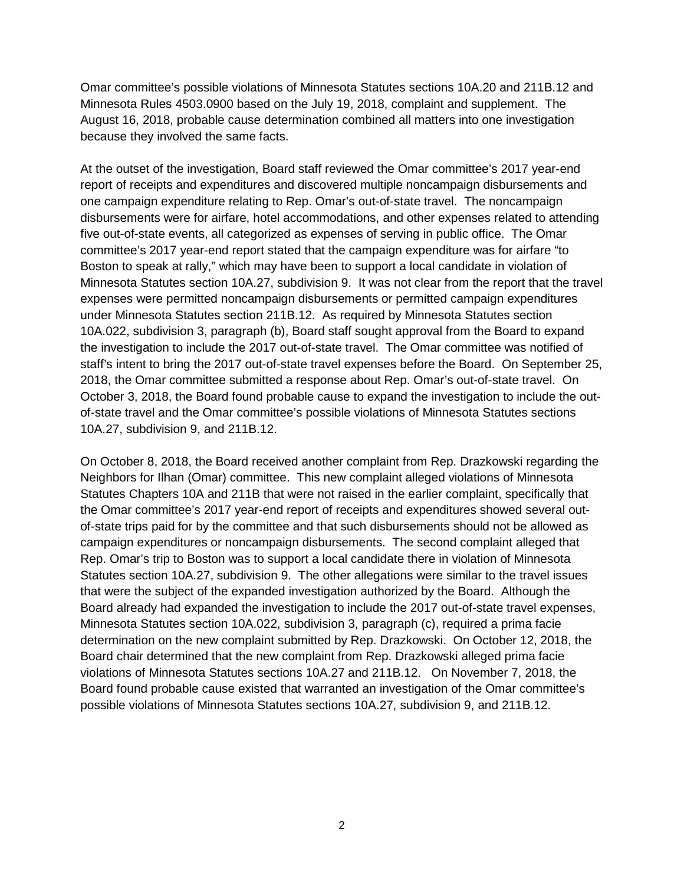Omar committee's possible violations of Minnesota Statutes sections 10A.20 and 211B.12 and Minnesota Rules 4503.0900 based on the July 19, 2018, complaint and supplement. The August 16, 2018, probable cause determination combined all matters into one investigation because they involved the same facts.

At the outset of the investigation, Board staff reviewed the Omar committee's 2017 year-end report of receipts and expenditures and discovered multiple noncampaign disbursements and one campaign expenditure relating to Rep. Omar's out-of-state travel. The noncampaign disbursements were for airfare, hotel accommodations, and other expenses related to attending five out-of-state events, all categorized as expenses of serving in public office. The Omar committee's 2017 year-end report stated that the campaign expenditure was for airfare "to Boston to speak at rally," which may have been to support a local candidate in violation of Minnesota Statutes section 10A.27, subdivision 9. It was not clear from the report that the travel expenses were permitted noncampaign disbursements or permitted campaign expenditures under Minnesota Statutes section 211B.12. As required by Minnesota Statutes section 10A.022, subdivision 3, paragraph (b), Board staff sought approval from the Board to expand the investigation to include the 2017 out-of-state travel. The Omar committee was notified of staff's intent to bring the 2017 out-of-state travel expenses before the Board. On September 25, 2018, the Omar committee submitted a response about Rep. Omar's out-of-state travel. On October 3, 2018, the Board found probable cause to expand the investigation to include the out-of-state travel and the Omar committee's possible violations of Minnesota Statutes sections 10A.27, subdivision 9, and 211B.12.

On October 8, 2018, the Board received another complaint from Rep. Drazkowski regarding the Neighbors for Ilhan (Omar) committee. This new complaint alleged violations of Minnesota Statutes Chapters 10A and 211B that were not raised in the earlier complaint, specifically that the Omar committee's 2017 year-end report of receipts and expenditures showed several out-of-state trips paid for by the committee and that such disbursements should not be allowed as campaign expenditures or noncampaign disbursements. The second complaint alleged that Rep. Omar's trip to Boston was to support a local candidate there in violation of Minnesota Statutes section 10A.27, subdivision 9. The other allegations were similar to the travel issues that were the subject of the expanded investigation authorized by the Board. Although the Board already had expanded the investigation to include the 2017 out-of-state travel expenses, Minnesota Statutes section 10A.022, subdivision 3, paragraph (c), required a prima facie determination on the new complaint submitted by Rep. Drazkowski. On October 12, 2018, the Board chair determined that the new complaint from Rep. Drazkowski alleged prima facie violations of Minnesota Statutes sections 10A.27 and 211B.12. On November 7, 2018, the Board found probable cause existed that warranted an investigation of the Omar committee's possible violations of Minnesota Statutes sections 10A.27, subdivision 9, and 211B.12.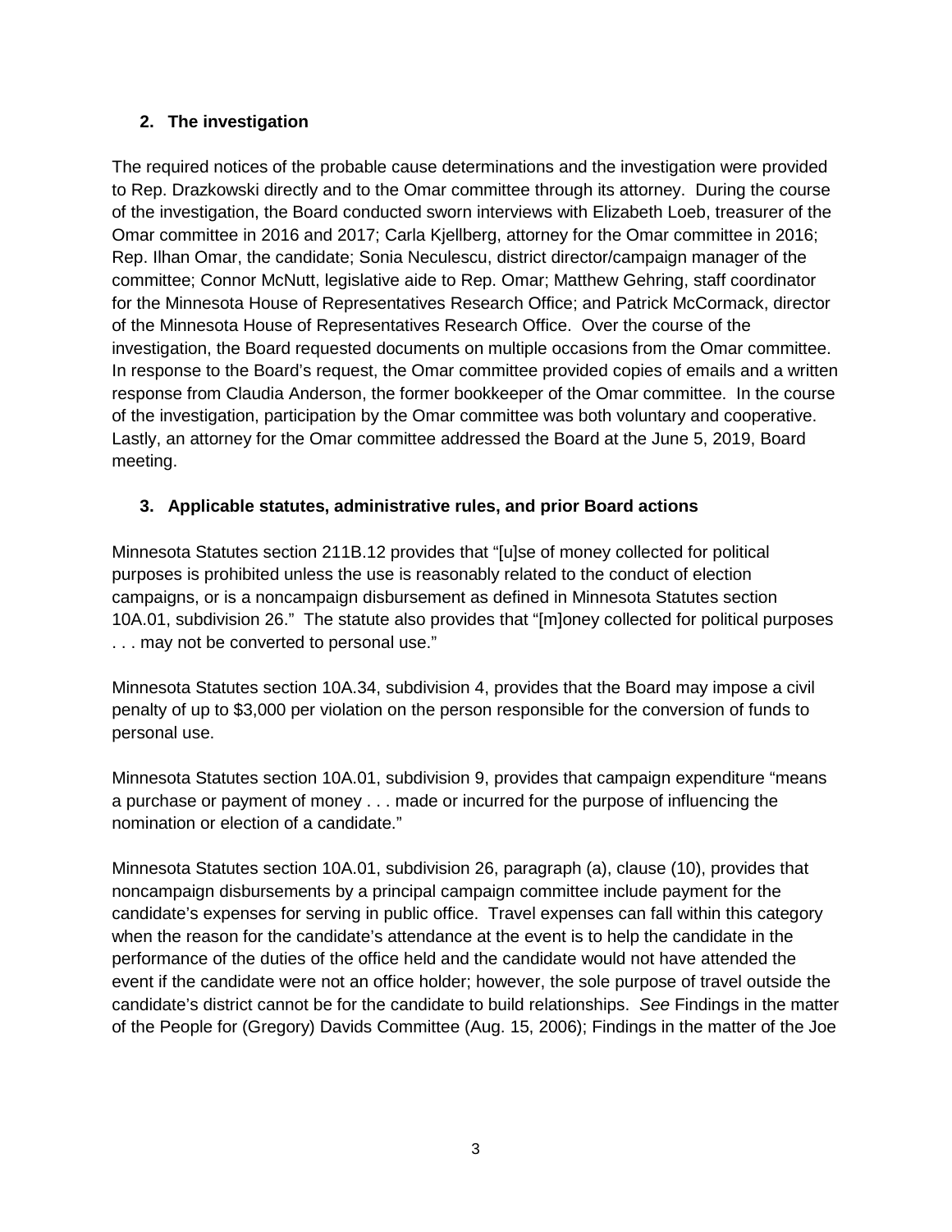## 2. The investigation

The required notices of the probable cause determinations and the investigation were provided to Rep. Drazkowski directly and to the Omar committee through its attorney. During the course of the investigation, the Board conducted sworn interviews with Elizabeth Loeb, treasurer of the Omar committee in 2016 and 2017; Carla Kjellberg, attorney for the Omar committee in 2016; Rep. Ilhan Omar, the candidate; Sonia Neculescu, district director/campaign manager of the committee; Connor McNutt, legislative aide to Rep. Omar; Matthew Gehring, staff coordinator for the Minnesota House of Representatives Research Office; and Patrick McCormack, director of the Minnesota House of Representatives Research Office. Over the course of the investigation, the Board requested documents on multiple occasions from the Omar committee. In response to the Board's request, the Omar committee provided copies of emails and a written response from Claudia Anderson, the former bookkeeper of the Omar committee. In the course of the investigation, participation by the Omar committee was both voluntary and cooperative. Lastly, an attorney for the Omar committee addressed the Board at the June 5, 2019, Board meeting.

## 3. Applicable statutes, administrative rules, and prior Board actions

Minnesota Statutes section 211B.12 provides that "[u]se of money collected for political purposes is prohibited unless the use is reasonably related to the conduct of election campaigns, or is a noncampaign disbursement as defined in Minnesota Statutes section 10A.01, subdivision 26." The statute also provides that "[m]oney collected for political purposes . . . may not be converted to personal use."

Minnesota Statutes section 10A.34, subdivision 4, provides that the Board may impose a civil penalty of up to $3,000 per violation on the person responsible for the conversion of funds to personal use.

Minnesota Statutes section 10A.01, subdivision 9, provides that campaign expenditure "means a purchase or payment of money . . . made or incurred for the purpose of influencing the nomination or election of a candidate."

Minnesota Statutes section 10A.01, subdivision 26, paragraph (a), clause (10), provides that noncampaign disbursements by a principal campaign committee include payment for the candidate's expenses for serving in public office. Travel expenses can fall within this category when the reason for the candidate's attendance at the event is to help the candidate in the performance of the duties of the office held and the candidate would not have attended the event if the candidate were not an office holder; however, the sole purpose of travel outside the candidate's district cannot be for the candidate to build relationships. *See* Findings in the matter of the People for (Gregory) Davids Committee (Aug. 15, 2006); Findings in the matter of the Joe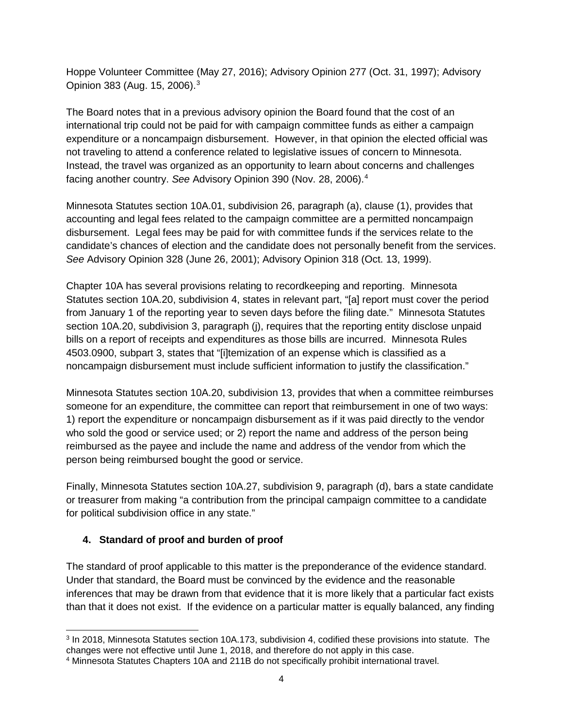Hoppe Volunteer Committee (May 27, 2016); Advisory Opinion 277 (Oct. 31, 1997); Advisory Opinion 383 (Aug. 15, 2006).[3]

The Board notes that in a previous advisory opinion the Board found that the cost of an international trip could not be paid for with campaign committee funds as either a campaign expenditure or a noncampaign disbursement. However, in that opinion the elected official was not traveling to attend a conference related to legislative issues of concern to Minnesota. Instead, the travel was organized as an opportunity to learn about concerns and challenges facing another country. *See* Advisory Opinion 390 (Nov. 28, 2006).[4]

Minnesota Statutes section 10A.01, subdivision 26, paragraph (a), clause (1), provides that accounting and legal fees related to the campaign committee are a permitted noncampaign disbursement. Legal fees may be paid for with committee funds if the services relate to the candidate's chances of election and the candidate does not personally benefit from the services. *See* Advisory Opinion 328 (June 26, 2001); Advisory Opinion 318 (Oct. 13, 1999).

Chapter 10A has several provisions relating to recordkeeping and reporting. Minnesota Statutes section 10A.20, subdivision 4, states in relevant part, "[a] report must cover the period from January 1 of the reporting year to seven days before the filing date." Minnesota Statutes section 10A.20, subdivision 3, paragraph (j), requires that the reporting entity disclose unpaid bills on a report of receipts and expenditures as those bills are incurred. Minnesota Rules 4503.0900, subpart 3, states that "[i]temization of an expense which is classified as a noncampaign disbursement must include sufficient information to justify the classification."

Minnesota Statutes section 10A.20, subdivision 13, provides that when a committee reimburses someone for an expenditure, the committee can report that reimbursement in one of two ways: 1) report the expenditure or noncampaign disbursement as if it was paid directly to the vendor who sold the good or service used; or 2) report the name and address of the person being reimbursed as the payee and include the name and address of the vendor from which the person being reimbursed bought the good or service.

Finally, Minnesota Statutes section 10A.27, subdivision 9, paragraph (d), bars a state candidate or treasurer from making "a contribution from the principal campaign committee to a candidate for political subdivision office in any state."

### 4. Standard of proof and burden of proof

The standard of proof applicable to this matter is the preponderance of the evidence standard. Under that standard, the Board must be convinced by the evidence and the reasonable inferences that may be drawn from that evidence that it is more likely that a particular fact exists than that it does not exist. If the evidence on a particular matter is equally balanced, any finding

---

[3] In 2018, Minnesota Statutes section 10A.173, subdivision 4, codified these provisions into statute. The changes were not effective until June 1, 2018, and therefore do not apply in this case.

[4] Minnesota Statutes Chapters 10A and 211B do not specifically prohibit international travel.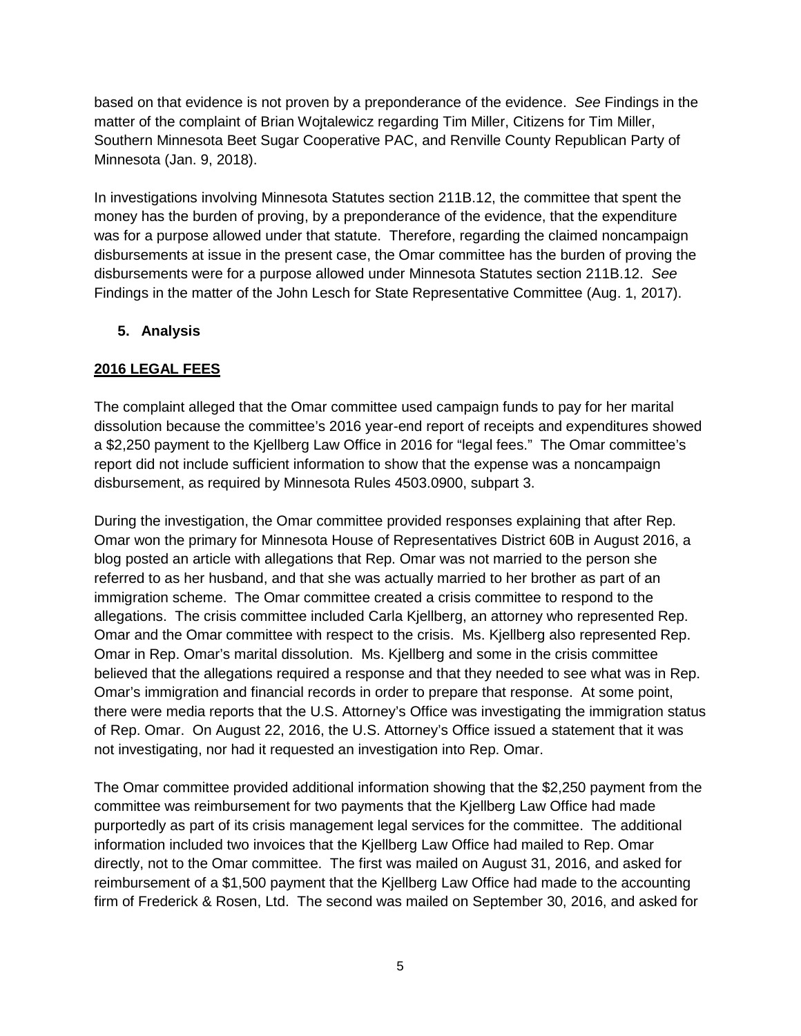based on that evidence is not proven by a preponderance of the evidence. *See* Findings in the matter of the complaint of Brian Wojtalewicz regarding Tim Miller, Citizens for Tim Miller, Southern Minnesota Beet Sugar Cooperative PAC, and Renville County Republican Party of Minnesota (Jan. 9, 2018).

In investigations involving Minnesota Statutes section 211B.12, the committee that spent the money has the burden of proving, by a preponderance of the evidence, that the expenditure was for a purpose allowed under that statute. Therefore, regarding the claimed noncampaign disbursements at issue in the present case, the Omar committee has the burden of proving the disbursements were for a purpose allowed under Minnesota Statutes section 211B.12. *See* Findings in the matter of the John Lesch for State Representative Committee (Aug. 1, 2017).

## 5. Analysis

**2016 LEGAL FEES**

The complaint alleged that the Omar committee used campaign funds to pay for her marital dissolution because the committee's 2016 year-end report of receipts and expenditures showed a $2,250 payment to the Kjellberg Law Office in 2016 for "legal fees." The Omar committee's report did not include sufficient information to show that the expense was a noncampaign disbursement, as required by Minnesota Rules 4503.0900, subpart 3.

During the investigation, the Omar committee provided responses explaining that after Rep. Omar won the primary for Minnesota House of Representatives District 60B in August 2016, a blog posted an article with allegations that Rep. Omar was not married to the person she referred to as her husband, and that she was actually married to her brother as part of an immigration scheme. The Omar committee created a crisis committee to respond to the allegations. The crisis committee included Carla Kjellberg, an attorney who represented Rep. Omar and the Omar committee with respect to the crisis. Ms. Kjellberg also represented Rep. Omar in Rep. Omar's marital dissolution. Ms. Kjellberg and some in the crisis committee believed that the allegations required a response and that they needed to see what was in Rep. Omar's immigration and financial records in order to prepare that response. At some point, there were media reports that the U.S. Attorney's Office was investigating the immigration status of Rep. Omar. On August 22, 2016, the U.S. Attorney's Office issued a statement that it was not investigating, nor had it requested an investigation into Rep. Omar.

The Omar committee provided additional information showing that the $2,250 payment from the committee was reimbursement for two payments that the Kjellberg Law Office had made purportedly as part of its crisis management legal services for the committee. The additional information included two invoices that the Kjellberg Law Office had mailed to Rep. Omar directly, not to the Omar committee. The first was mailed on August 31, 2016, and asked for reimbursement of a $1,500 payment that the Kjellberg Law Office had made to the accounting firm of Frederick & Rosen, Ltd. The second was mailed on September 30, 2016, and asked for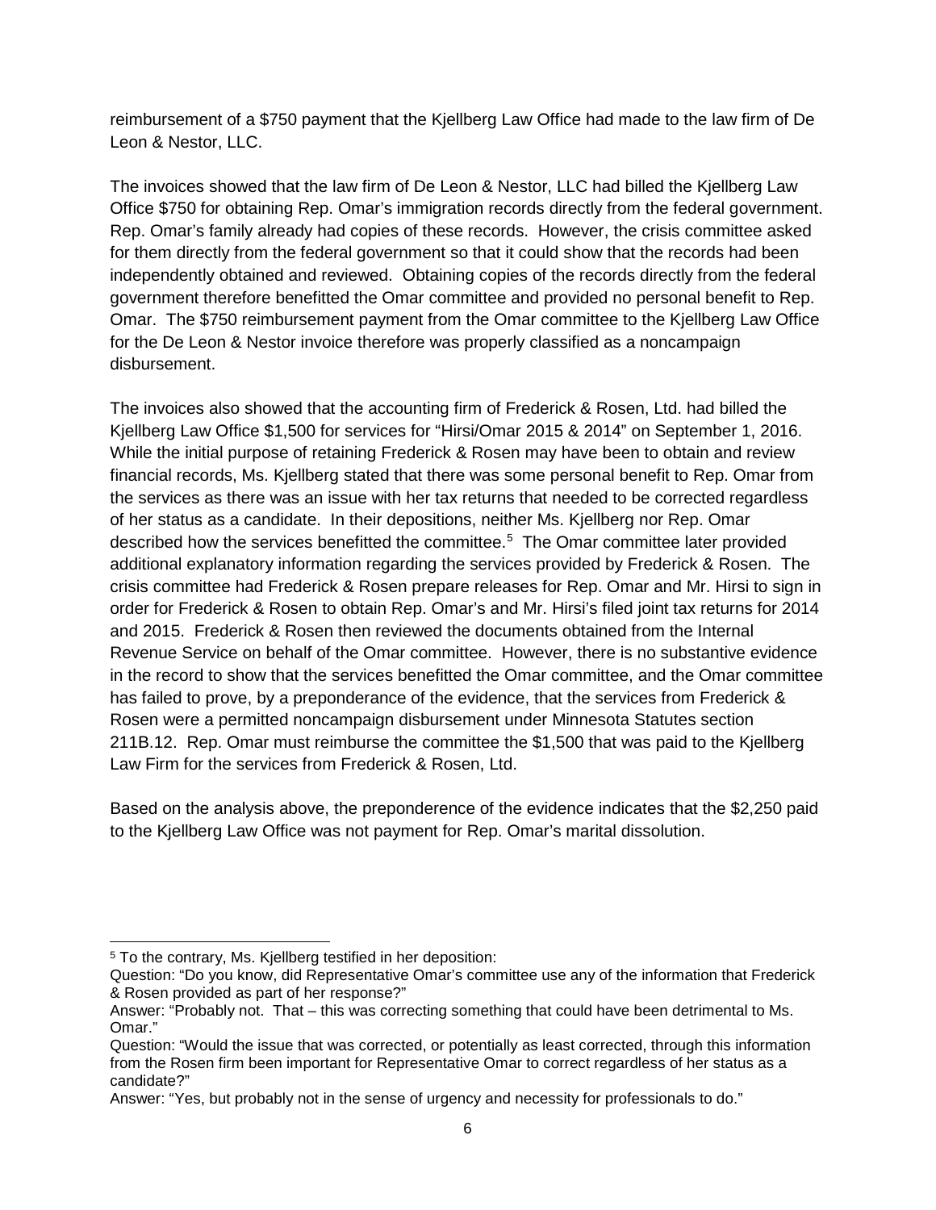reimbursement of a $750 payment that the Kjellberg Law Office had made to the law firm of De Leon & Nestor, LLC.

The invoices showed that the law firm of De Leon & Nestor, LLC had billed the Kjellberg Law Office $750 for obtaining Rep. Omar's immigration records directly from the federal government. Rep. Omar's family already had copies of these records. However, the crisis committee asked for them directly from the federal government so that it could show that the records had been independently obtained and reviewed. Obtaining copies of the records directly from the federal government therefore benefitted the Omar committee and provided no personal benefit to Rep. Omar. The $750 reimbursement payment from the Omar committee to the Kjellberg Law Office for the De Leon & Nestor invoice therefore was properly classified as a noncampaign disbursement.

The invoices also showed that the accounting firm of Frederick & Rosen, Ltd. had billed the Kjellberg Law Office $1,500 for services for "Hirsi/Omar 2015 & 2014" on September 1, 2016. While the initial purpose of retaining Frederick & Rosen may have been to obtain and review financial records, Ms. Kjellberg stated that there was some personal benefit to Rep. Omar from the services as there was an issue with her tax returns that needed to be corrected regardless of her status as a candidate. In their depositions, neither Ms. Kjellberg nor Rep. Omar described how the services benefitted the committee.[5] The Omar committee later provided additional explanatory information regarding the services provided by Frederick & Rosen. The crisis committee had Frederick & Rosen prepare releases for Rep. Omar and Mr. Hirsi to sign in order for Frederick & Rosen to obtain Rep. Omar's and Mr. Hirsi's filed joint tax returns for 2014 and 2015. Frederick & Rosen then reviewed the documents obtained from the Internal Revenue Service on behalf of the Omar committee. However, there is no substantive evidence in the record to show that the services benefitted the Omar committee, and the Omar committee has failed to prove, by a preponderance of the evidence, that the services from Frederick & Rosen were a permitted noncampaign disbursement under Minnesota Statutes section 211B.12. Rep. Omar must reimburse the committee the $1,500 that was paid to the Kjellberg Law Firm for the services from Frederick & Rosen, Ltd.

Based on the analysis above, the preponderence of the evidence indicates that the $2,250 paid to the Kjellberg Law Office was not payment for Rep. Omar's marital dissolution.

---

[5] To the contrary, Ms. Kjellberg testified in her deposition:
Question: "Do you know, did Representative Omar's committee use any of the information that Frederick & Rosen provided as part of her response?"
Answer: "Probably not. That – this was correcting something that could have been detrimental to Ms. Omar."
Question: "Would the issue that was corrected, or potentially as least corrected, through this information from the Rosen firm been important for Representative Omar to correct regardless of her status as a candidate?"
Answer: "Yes, but probably not in the sense of urgency and necessity for professionals to do."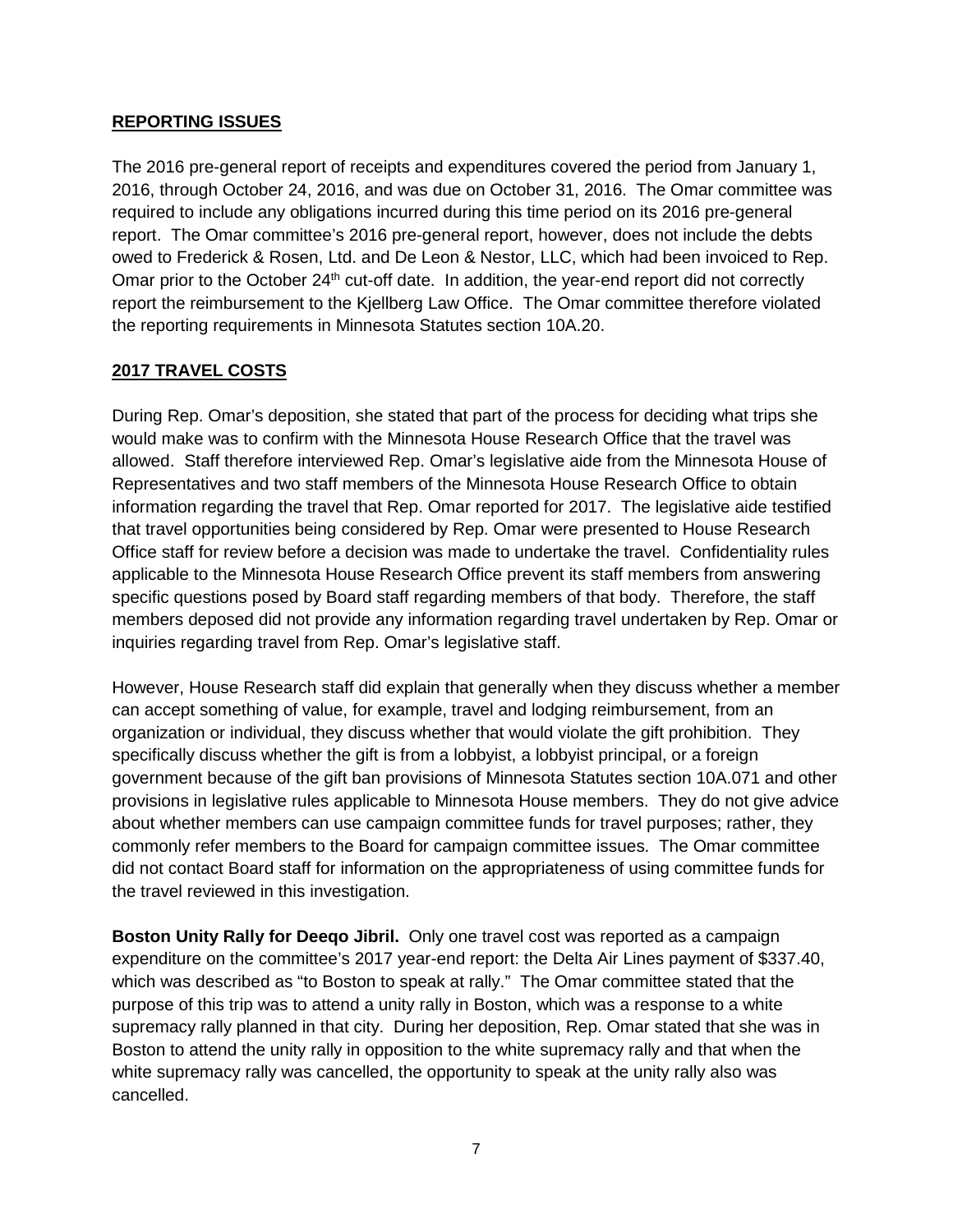## REPORTING ISSUES

The 2016 pre-general report of receipts and expenditures covered the period from January 1, 2016, through October 24, 2016, and was due on October 31, 2016. The Omar committee was required to include any obligations incurred during this time period on its 2016 pre-general report. The Omar committee's 2016 pre-general report, however, does not include the debts owed to Frederick & Rosen, Ltd. and De Leon & Nestor, LLC, which had been invoiced to Rep. Omar prior to the October 24th cut-off date. In addition, the year-end report did not correctly report the reimbursement to the Kjellberg Law Office. The Omar committee therefore violated the reporting requirements in Minnesota Statutes section 10A.20.

## 2017 TRAVEL COSTS

During Rep. Omar's deposition, she stated that part of the process for deciding what trips she would make was to confirm with the Minnesota House Research Office that the travel was allowed. Staff therefore interviewed Rep. Omar's legislative aide from the Minnesota House of Representatives and two staff members of the Minnesota House Research Office to obtain information regarding the travel that Rep. Omar reported for 2017. The legislative aide testified that travel opportunities being considered by Rep. Omar were presented to House Research Office staff for review before a decision was made to undertake the travel. Confidentiality rules applicable to the Minnesota House Research Office prevent its staff members from answering specific questions posed by Board staff regarding members of that body. Therefore, the staff members deposed did not provide any information regarding travel undertaken by Rep. Omar or inquiries regarding travel from Rep. Omar's legislative staff.

However, House Research staff did explain that generally when they discuss whether a member can accept something of value, for example, travel and lodging reimbursement, from an organization or individual, they discuss whether that would violate the gift prohibition. They specifically discuss whether the gift is from a lobbyist, a lobbyist principal, or a foreign government because of the gift ban provisions of Minnesota Statutes section 10A.071 and other provisions in legislative rules applicable to Minnesota House members. They do not give advice about whether members can use campaign committee funds for travel purposes; rather, they commonly refer members to the Board for campaign committee issues. The Omar committee did not contact Board staff for information on the appropriateness of using committee funds for the travel reviewed in this investigation.

**Boston Unity Rally for Deeqo Jibril.** Only one travel cost was reported as a campaign expenditure on the committee's 2017 year-end report: the Delta Air Lines payment of $337.40, which was described as "to Boston to speak at rally." The Omar committee stated that the purpose of this trip was to attend a unity rally in Boston, which was a response to a white supremacy rally planned in that city. During her deposition, Rep. Omar stated that she was in Boston to attend the unity rally in opposition to the white supremacy rally and that when the white supremacy rally was cancelled, the opportunity to speak at the unity rally also was cancelled.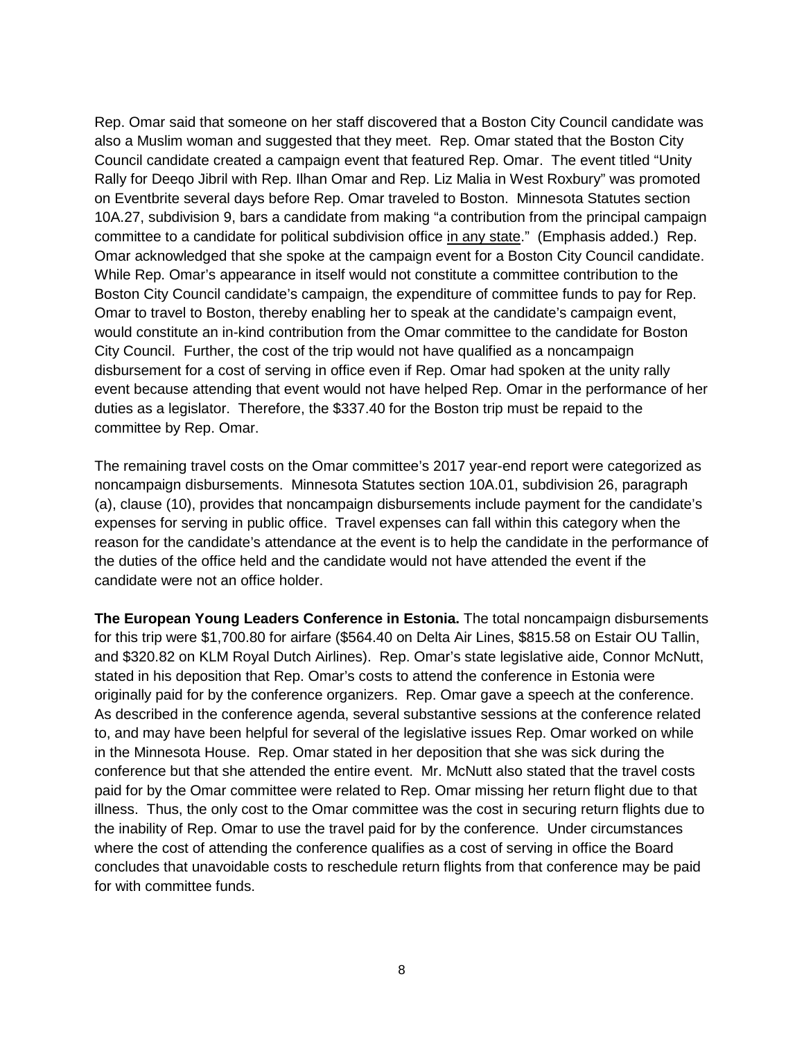Rep. Omar said that someone on her staff discovered that a Boston City Council candidate was also a Muslim woman and suggested that they meet. Rep. Omar stated that the Boston City Council candidate created a campaign event that featured Rep. Omar. The event titled "Unity Rally for Deeqo Jibril with Rep. Ilhan Omar and Rep. Liz Malia in West Roxbury" was promoted on Eventbrite several days before Rep. Omar traveled to Boston. Minnesota Statutes section 10A.27, subdivision 9, bars a candidate from making "a contribution from the principal campaign committee to a candidate for political subdivision office <u>in any state</u>." (Emphasis added.) Rep. Omar acknowledged that she spoke at the campaign event for a Boston City Council candidate. While Rep. Omar's appearance in itself would not constitute a committee contribution to the Boston City Council candidate's campaign, the expenditure of committee funds to pay for Rep. Omar to travel to Boston, thereby enabling her to speak at the candidate's campaign event, would constitute an in-kind contribution from the Omar committee to the candidate for Boston City Council. Further, the cost of the trip would not have qualified as a noncampaign disbursement for a cost of serving in office even if Rep. Omar had spoken at the unity rally event because attending that event would not have helped Rep. Omar in the performance of her duties as a legislator. Therefore, the $337.40 for the Boston trip must be repaid to the committee by Rep. Omar.

The remaining travel costs on the Omar committee's 2017 year-end report were categorized as noncampaign disbursements. Minnesota Statutes section 10A.01, subdivision 26, paragraph (a), clause (10), provides that noncampaign disbursements include payment for the candidate's expenses for serving in public office. Travel expenses can fall within this category when the reason for the candidate's attendance at the event is to help the candidate in the performance of the duties of the office held and the candidate would not have attended the event if the candidate were not an office holder.

**The European Young Leaders Conference in Estonia.** The total noncampaign disbursements for this trip were $1,700.80 for airfare ($564.40 on Delta Air Lines, $815.58 on Estair OU Tallin, and $320.82 on KLM Royal Dutch Airlines). Rep. Omar's state legislative aide, Connor McNutt, stated in his deposition that Rep. Omar's costs to attend the conference in Estonia were originally paid for by the conference organizers. Rep. Omar gave a speech at the conference. As described in the conference agenda, several substantive sessions at the conference related to, and may have been helpful for several of the legislative issues Rep. Omar worked on while in the Minnesota House. Rep. Omar stated in her deposition that she was sick during the conference but that she attended the entire event. Mr. McNutt also stated that the travel costs paid for by the Omar committee were related to Rep. Omar missing her return flight due to that illness. Thus, the only cost to the Omar committee was the cost in securing return flights due to the inability of Rep. Omar to use the travel paid for by the conference. Under circumstances where the cost of attending the conference qualifies as a cost of serving in office the Board concludes that unavoidable costs to reschedule return flights from that conference may be paid for with committee funds.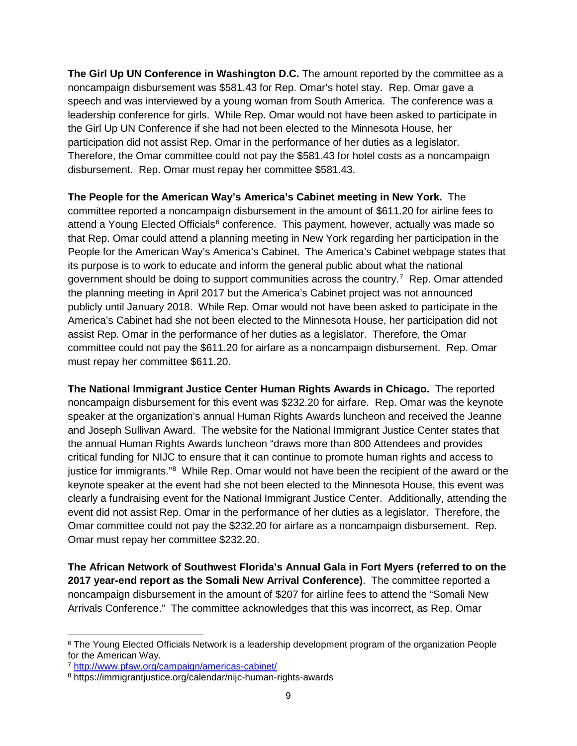**The Girl Up UN Conference in Washington D.C.** The amount reported by the committee as a noncampaign disbursement was $581.43 for Rep. Omar's hotel stay. Rep. Omar gave a speech and was interviewed by a young woman from South America. The conference was a leadership conference for girls. While Rep. Omar would not have been asked to participate in the Girl Up UN Conference if she had not been elected to the Minnesota House, her participation did not assist Rep. Omar in the performance of her duties as a legislator. Therefore, the Omar committee could not pay the $581.43 for hotel costs as a noncampaign disbursement. Rep. Omar must repay her committee $581.43.

**The People for the American Way's America's Cabinet meeting in New York.** The committee reported a noncampaign disbursement in the amount of $611.20 for airline fees to attend a Young Elected Officials[6] conference. This payment, however, actually was made so that Rep. Omar could attend a planning meeting in New York regarding her participation in the People for the American Way's America's Cabinet. The America's Cabinet webpage states that its purpose is to work to educate and inform the general public about what the national government should be doing to support communities across the country.[7] Rep. Omar attended the planning meeting in April 2017 but the America's Cabinet project was not announced publicly until January 2018. While Rep. Omar would not have been asked to participate in the America's Cabinet had she not been elected to the Minnesota House, her participation did not assist Rep. Omar in the performance of her duties as a legislator. Therefore, the Omar committee could not pay the $611.20 for airfare as a noncampaign disbursement. Rep. Omar must repay her committee $611.20.

**The National Immigrant Justice Center Human Rights Awards in Chicago.** The reported noncampaign disbursement for this event was $232.20 for airfare. Rep. Omar was the keynote speaker at the organization's annual Human Rights Awards luncheon and received the Jeanne and Joseph Sullivan Award. The website for the National Immigrant Justice Center states that the annual Human Rights Awards luncheon "draws more than 800 Attendees and provides critical funding for NIJC to ensure that it can continue to promote human rights and access to justice for immigrants."[8] While Rep. Omar would not have been the recipient of the award or the keynote speaker at the event had she not been elected to the Minnesota House, this event was clearly a fundraising event for the National Immigrant Justice Center. Additionally, attending the event did not assist Rep. Omar in the performance of her duties as a legislator. Therefore, the Omar committee could not pay the $232.20 for airfare as a noncampaign disbursement. Rep. Omar must repay her committee $232.20.

**The African Network of Southwest Florida's Annual Gala in Fort Myers (referred to on the 2017 year-end report as the Somali New Arrival Conference)**. The committee reported a noncampaign disbursement in the amount of $207 for airline fees to attend the "Somali New Arrivals Conference." The committee acknowledges that this was incorrect, as Rep. Omar

---

[6] The Young Elected Officials Network is a leadership development program of the organization People for the American Way.

[7] http://www.pfaw.org/campaign/americas-cabinet/

[8] https://immigrantjustice.org/calendar/nijc-human-rights-awards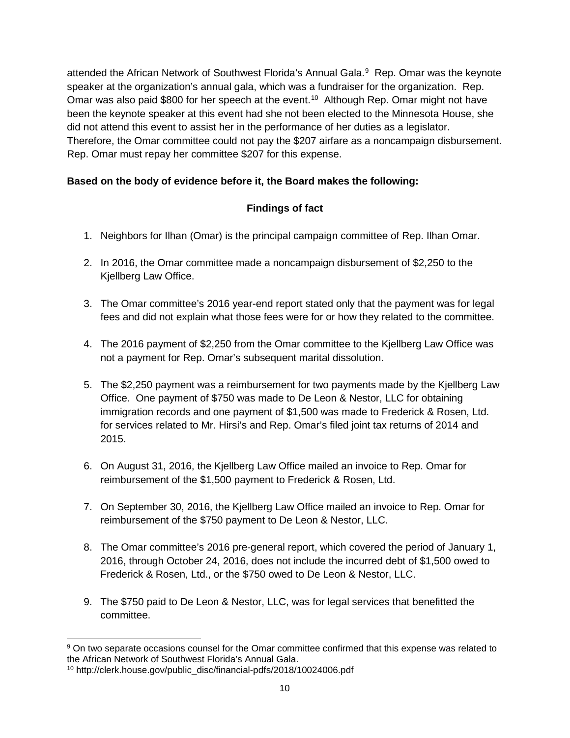attended the African Network of Southwest Florida's Annual Gala.[9] Rep. Omar was the keynote speaker at the organization's annual gala, which was a fundraiser for the organization. Rep. Omar was also paid $800 for her speech at the event.[10] Although Rep. Omar might not have been the keynote speaker at this event had she not been elected to the Minnesota House, she did not attend this event to assist her in the performance of her duties as a legislator. Therefore, the Omar committee could not pay the $207 airfare as a noncampaign disbursement. Rep. Omar must repay her committee $207 for this expense.

**Based on the body of evidence before it, the Board makes the following:**

**Findings of fact**

1. Neighbors for Ilhan (Omar) is the principal campaign committee of Rep. Ilhan Omar.

2. In 2016, the Omar committee made a noncampaign disbursement of $2,250 to the Kjellberg Law Office.

3. The Omar committee's 2016 year-end report stated only that the payment was for legal fees and did not explain what those fees were for or how they related to the committee.

4. The 2016 payment of $2,250 from the Omar committee to the Kjellberg Law Office was not a payment for Rep. Omar's subsequent marital dissolution.

5. The $2,250 payment was a reimbursement for two payments made by the Kjellberg Law Office. One payment of $750 was made to De Leon & Nestor, LLC for obtaining immigration records and one payment of $1,500 was made to Frederick & Rosen, Ltd. for services related to Mr. Hirsi's and Rep. Omar's filed joint tax returns of 2014 and 2015.

6. On August 31, 2016, the Kjellberg Law Office mailed an invoice to Rep. Omar for reimbursement of the $1,500 payment to Frederick & Rosen, Ltd.

7. On September 30, 2016, the Kjellberg Law Office mailed an invoice to Rep. Omar for reimbursement of the $750 payment to De Leon & Nestor, LLC.

8. The Omar committee's 2016 pre-general report, which covered the period of January 1, 2016, through October 24, 2016, does not include the incurred debt of $1,500 owed to Frederick & Rosen, Ltd., or the $750 owed to De Leon & Nestor, LLC.

9. The $750 paid to De Leon & Nestor, LLC, was for legal services that benefitted the committee.

[9] On two separate occasions counsel for the Omar committee confirmed that this expense was related to the African Network of Southwest Florida's Annual Gala.

[10] http://clerk.house.gov/public_disc/financial-pdfs/2018/10024006.pdf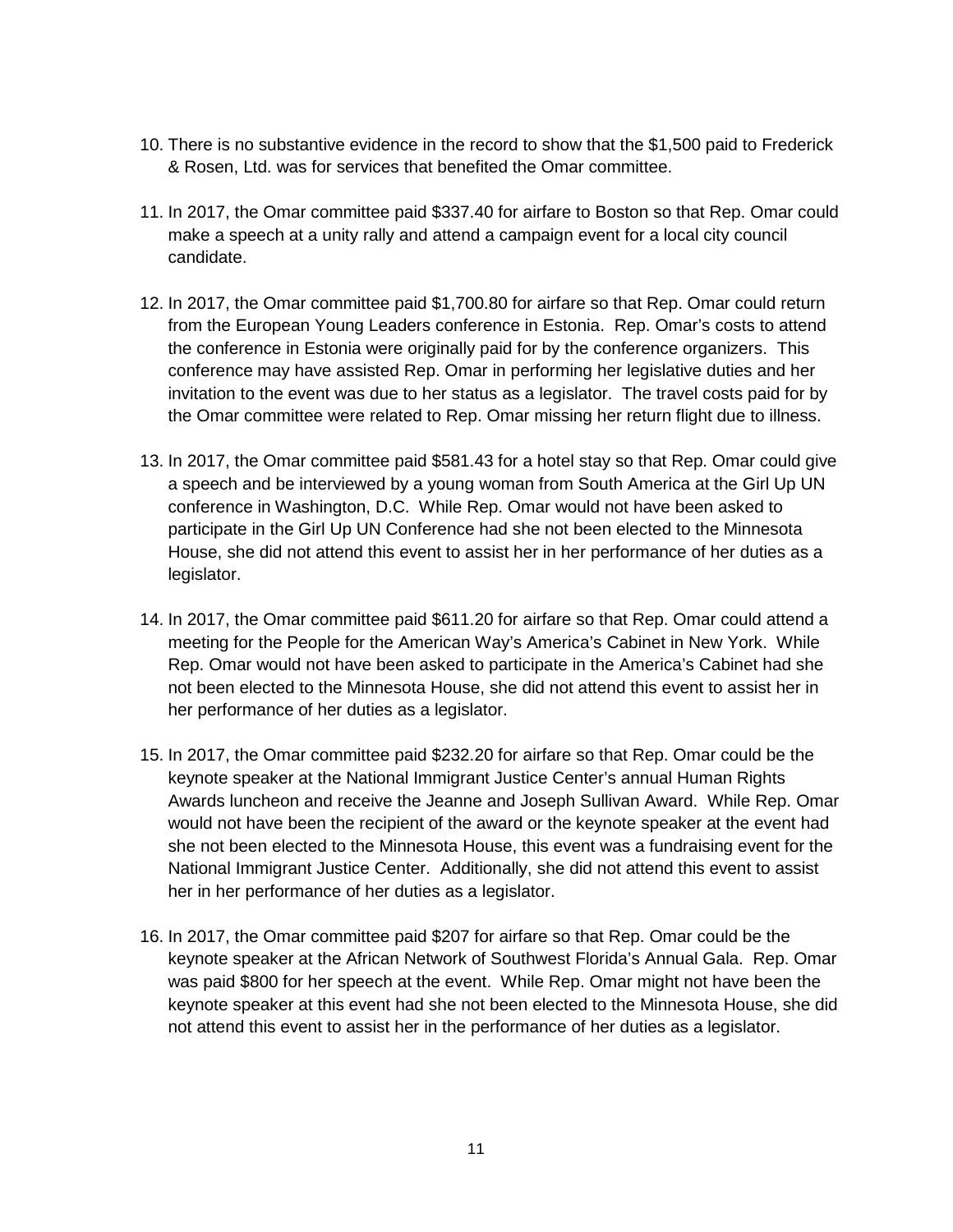10. There is no substantive evidence in the record to show that the $1,500 paid to Frederick & Rosen, Ltd. was for services that benefited the Omar committee.

11. In 2017, the Omar committee paid $337.40 for airfare to Boston so that Rep. Omar could make a speech at a unity rally and attend a campaign event for a local city council candidate.

12. In 2017, the Omar committee paid $1,700.80 for airfare so that Rep. Omar could return from the European Young Leaders conference in Estonia. Rep. Omar's costs to attend the conference in Estonia were originally paid for by the conference organizers. This conference may have assisted Rep. Omar in performing her legislative duties and her invitation to the event was due to her status as a legislator. The travel costs paid for by the Omar committee were related to Rep. Omar missing her return flight due to illness.

13. In 2017, the Omar committee paid $581.43 for a hotel stay so that Rep. Omar could give a speech and be interviewed by a young woman from South America at the Girl Up UN conference in Washington, D.C. While Rep. Omar would not have been asked to participate in the Girl Up UN Conference had she not been elected to the Minnesota House, she did not attend this event to assist her in her performance of her duties as a legislator.

14. In 2017, the Omar committee paid $611.20 for airfare so that Rep. Omar could attend a meeting for the People for the American Way's America's Cabinet in New York. While Rep. Omar would not have been asked to participate in the America's Cabinet had she not been elected to the Minnesota House, she did not attend this event to assist her in her performance of her duties as a legislator.

15. In 2017, the Omar committee paid $232.20 for airfare so that Rep. Omar could be the keynote speaker at the National Immigrant Justice Center's annual Human Rights Awards luncheon and receive the Jeanne and Joseph Sullivan Award. While Rep. Omar would not have been the recipient of the award or the keynote speaker at the event had she not been elected to the Minnesota House, this event was a fundraising event for the National Immigrant Justice Center. Additionally, she did not attend this event to assist her in her performance of her duties as a legislator.

16. In 2017, the Omar committee paid $207 for airfare so that Rep. Omar could be the keynote speaker at the African Network of Southwest Florida's Annual Gala. Rep. Omar was paid $800 for her speech at the event. While Rep. Omar might not have been the keynote speaker at this event had she not been elected to the Minnesota House, she did not attend this event to assist her in the performance of her duties as a legislator.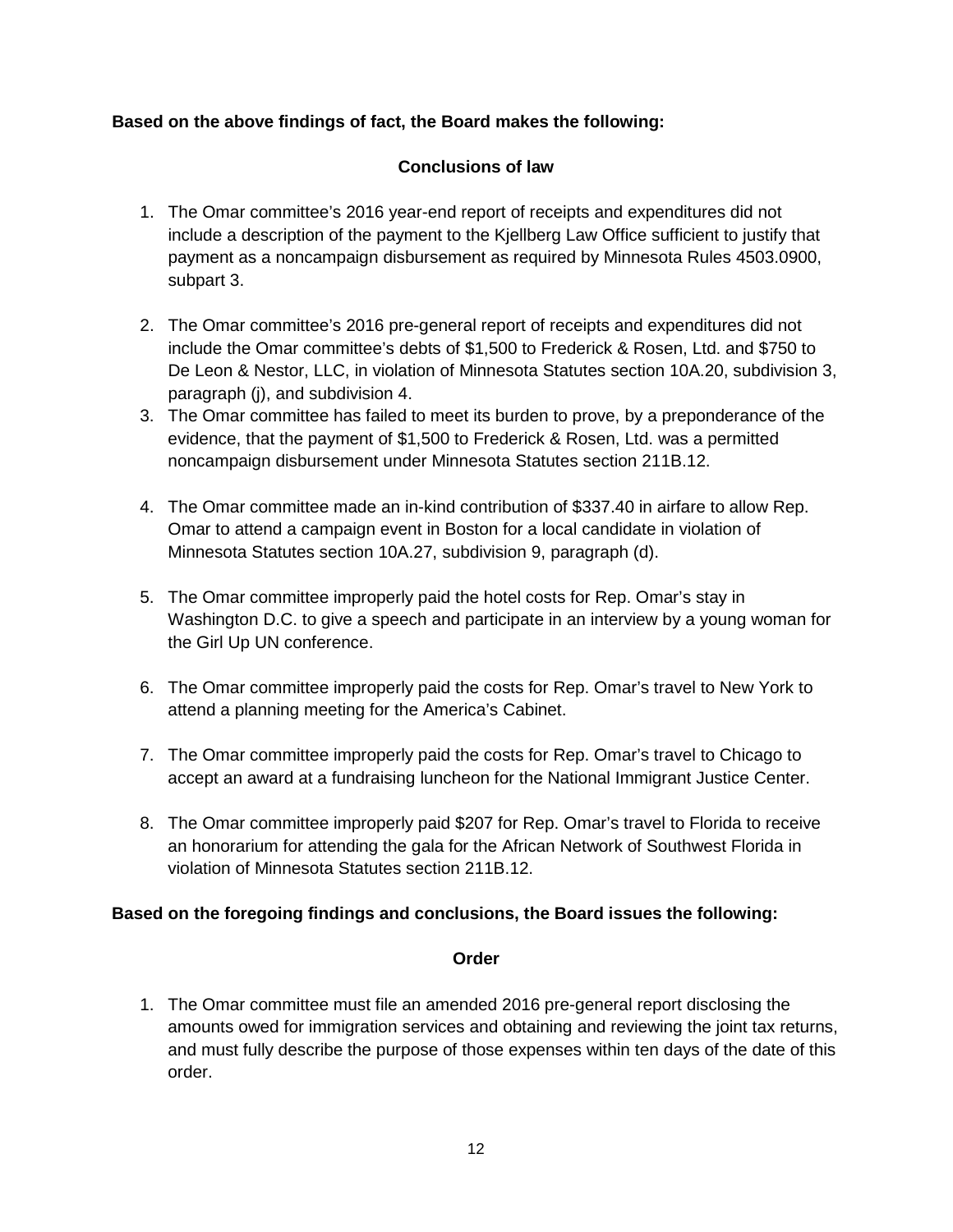**Based on the above findings of fact, the Board makes the following:**

### Conclusions of law

1. The Omar committee's 2016 year-end report of receipts and expenditures did not include a description of the payment to the Kjellberg Law Office sufficient to justify that payment as a noncampaign disbursement as required by Minnesota Rules 4503.0900, subpart 3.

2. The Omar committee's 2016 pre-general report of receipts and expenditures did not include the Omar committee's debts of $1,500 to Frederick & Rosen, Ltd. and $750 to De Leon & Nestor, LLC, in violation of Minnesota Statutes section 10A.20, subdivision 3, paragraph (j), and subdivision 4.

3. The Omar committee has failed to meet its burden to prove, by a preponderance of the evidence, that the payment of $1,500 to Frederick & Rosen, Ltd. was a permitted noncampaign disbursement under Minnesota Statutes section 211B.12.

4. The Omar committee made an in-kind contribution of $337.40 in airfare to allow Rep. Omar to attend a campaign event in Boston for a local candidate in violation of Minnesota Statutes section 10A.27, subdivision 9, paragraph (d).

5. The Omar committee improperly paid the hotel costs for Rep. Omar's stay in Washington D.C. to give a speech and participate in an interview by a young woman for the Girl Up UN conference.

6. The Omar committee improperly paid the costs for Rep. Omar's travel to New York to attend a planning meeting for the America's Cabinet.

7. The Omar committee improperly paid the costs for Rep. Omar's travel to Chicago to accept an award at a fundraising luncheon for the National Immigrant Justice Center.

8. The Omar committee improperly paid $207 for Rep. Omar's travel to Florida to receive an honorarium for attending the gala for the African Network of Southwest Florida in violation of Minnesota Statutes section 211B.12.

**Based on the foregoing findings and conclusions, the Board issues the following:**

### Order

1. The Omar committee must file an amended 2016 pre-general report disclosing the amounts owed for immigration services and obtaining and reviewing the joint tax returns, and must fully describe the purpose of those expenses within ten days of the date of this order.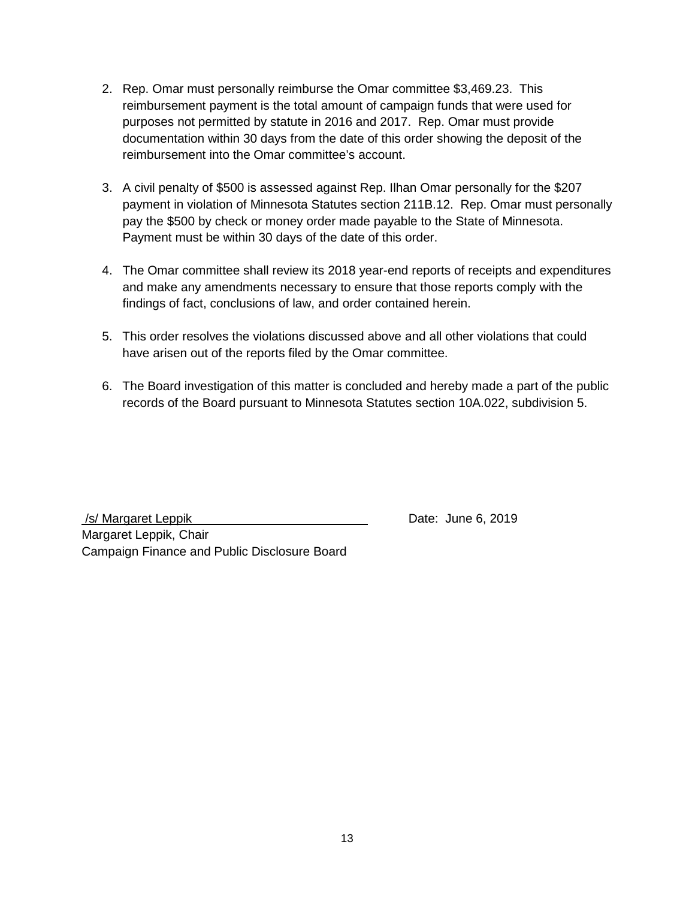2. Rep. Omar must personally reimburse the Omar committee $3,469.23. This reimbursement payment is the total amount of campaign funds that were used for purposes not permitted by statute in 2016 and 2017. Rep. Omar must provide documentation within 30 days from the date of this order showing the deposit of the reimbursement into the Omar committee's account.

3. A civil penalty of $500 is assessed against Rep. Ilhan Omar personally for the $207 payment in violation of Minnesota Statutes section 211B.12. Rep. Omar must personally pay the $500 by check or money order made payable to the State of Minnesota. Payment must be within 30 days of the date of this order.

4. The Omar committee shall review its 2018 year-end reports of receipts and expenditures and make any amendments necessary to ensure that those reports comply with the findings of fact, conclusions of law, and order contained herein.

5. This order resolves the violations discussed above and all other violations that could have arisen out of the reports filed by the Omar committee.

6. The Board investigation of this matter is concluded and hereby made a part of the public records of the Board pursuant to Minnesota Statutes section 10A.022, subdivision 5.

/s/ Margaret Leppik

Margaret Leppik, Chair
Campaign Finance and Public Disclosure Board

Date: June 6, 2019